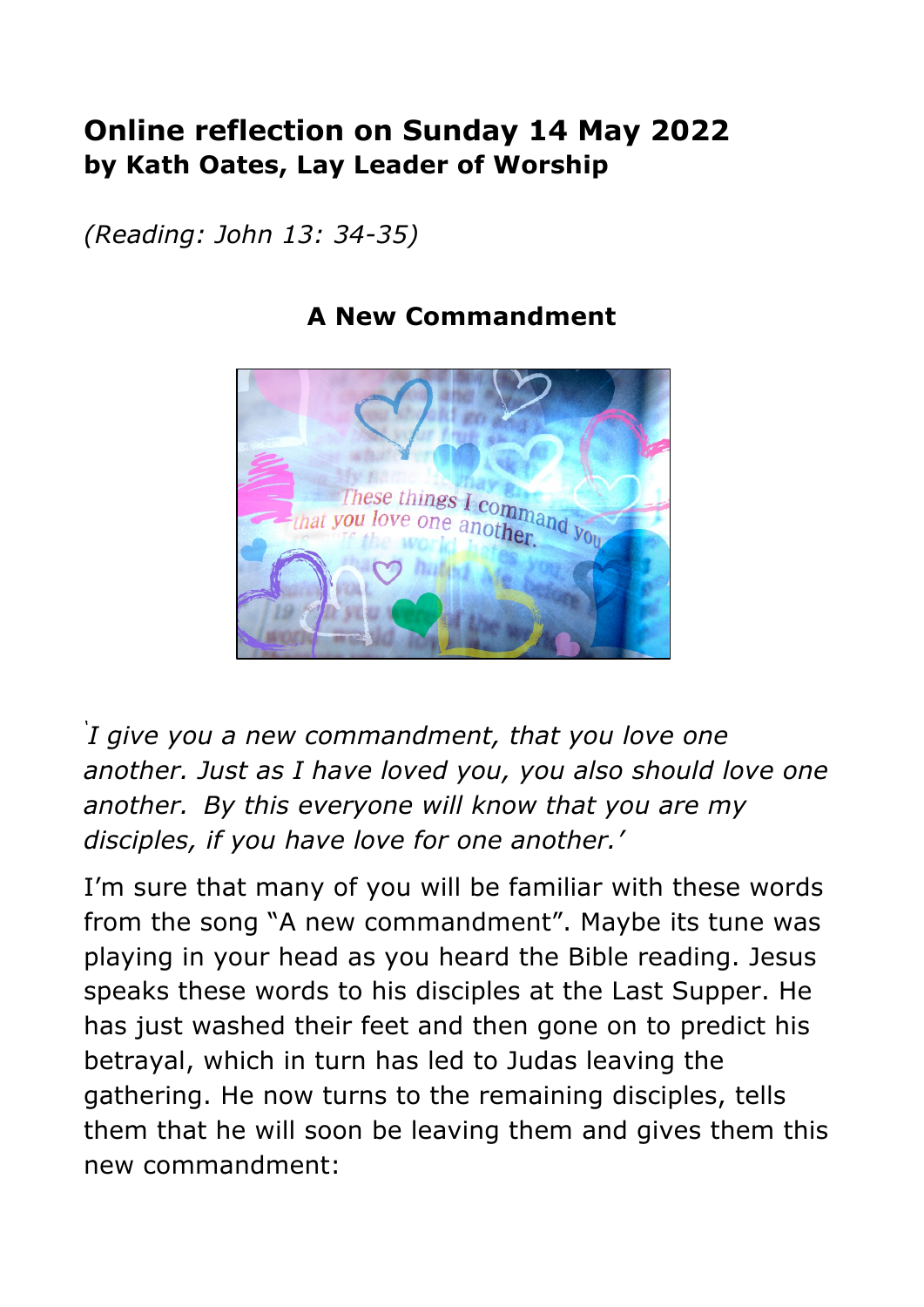# Online reflection on Sunday 14 May 2022
**by Kath Oates, Lay Leader of Worship**

*(Reading: John 13: 34-35)*

## A New Commandment

*'I give you a new commandment, that you love one another. Just as I have loved you, you also should love one another. By this everyone will know that you are my disciples, if you have love for one another.'*

I'm sure that many of you will be familiar with these words from the song "A new commandment". Maybe its tune was playing in your head as you heard the Bible reading. Jesus speaks these words to his disciples at the Last Supper. He has just washed their feet and then gone on to predict his betrayal, which in turn has led to Judas leaving the gathering. He now turns to the remaining disciples, tells them that he will soon be leaving them and gives them this new commandment: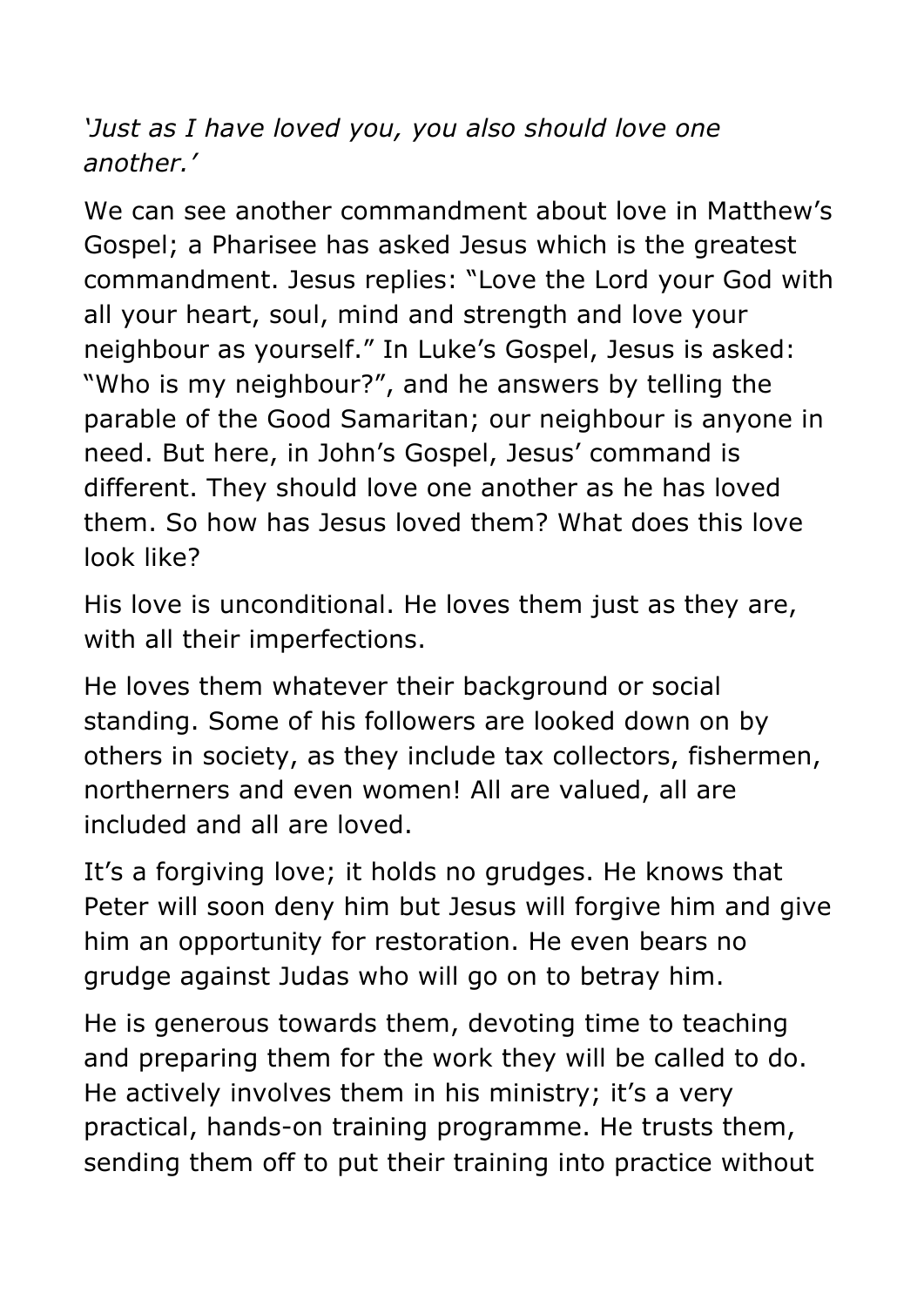*'Just as I have loved you, you also should love one another.'*

We can see another commandment about love in Matthew's Gospel; a Pharisee has asked Jesus which is the greatest commandment. Jesus replies: "Love the Lord your God with all your heart, soul, mind and strength and love your neighbour as yourself." In Luke's Gospel, Jesus is asked: "Who is my neighbour?", and he answers by telling the parable of the Good Samaritan; our neighbour is anyone in need. But here, in John's Gospel, Jesus' command is different. They should love one another as he has loved them. So how has Jesus loved them? What does this love look like?

His love is unconditional. He loves them just as they are, with all their imperfections.

He loves them whatever their background or social standing. Some of his followers are looked down on by others in society, as they include tax collectors, fishermen, northerners and even women! All are valued, all are included and all are loved.

It's a forgiving love; it holds no grudges. He knows that Peter will soon deny him but Jesus will forgive him and give him an opportunity for restoration. He even bears no grudge against Judas who will go on to betray him.

He is generous towards them, devoting time to teaching and preparing them for the work they will be called to do. He actively involves them in his ministry; it's a very practical, hands-on training programme. He trusts them, sending them off to put their training into practice without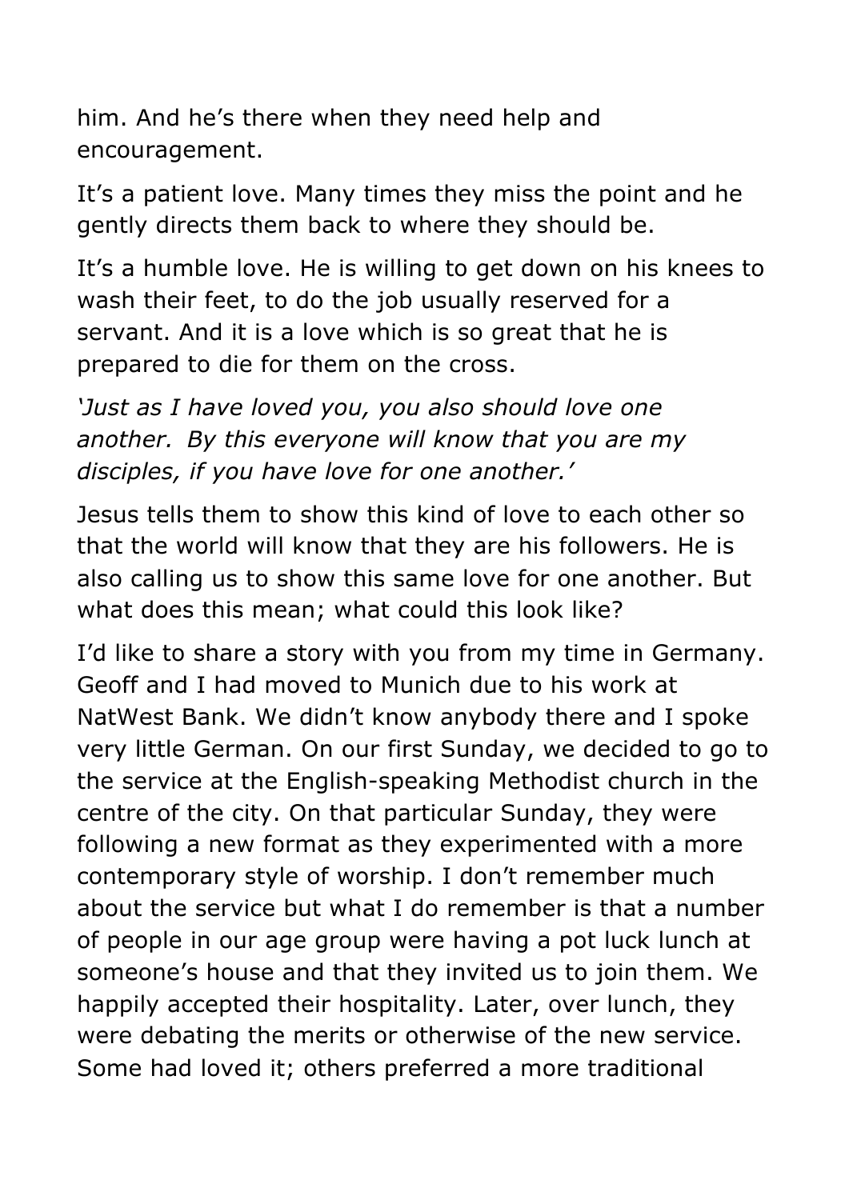him. And he's there when they need help and encouragement.

It's a patient love. Many times they miss the point and he gently directs them back to where they should be.

It's a humble love. He is willing to get down on his knees to wash their feet, to do the job usually reserved for a servant. And it is a love which is so great that he is prepared to die for them on the cross.

*'Just as I have loved you, you also should love one another. By this everyone will know that you are my disciples, if you have love for one another.'*

Jesus tells them to show this kind of love to each other so that the world will know that they are his followers. He is also calling us to show this same love for one another. But what does this mean; what could this look like?

I'd like to share a story with you from my time in Germany. Geoff and I had moved to Munich due to his work at NatWest Bank. We didn't know anybody there and I spoke very little German. On our first Sunday, we decided to go to the service at the English-speaking Methodist church in the centre of the city. On that particular Sunday, they were following a new format as they experimented with a more contemporary style of worship. I don't remember much about the service but what I do remember is that a number of people in our age group were having a pot luck lunch at someone's house and that they invited us to join them. We happily accepted their hospitality. Later, over lunch, they were debating the merits or otherwise of the new service. Some had loved it; others preferred a more traditional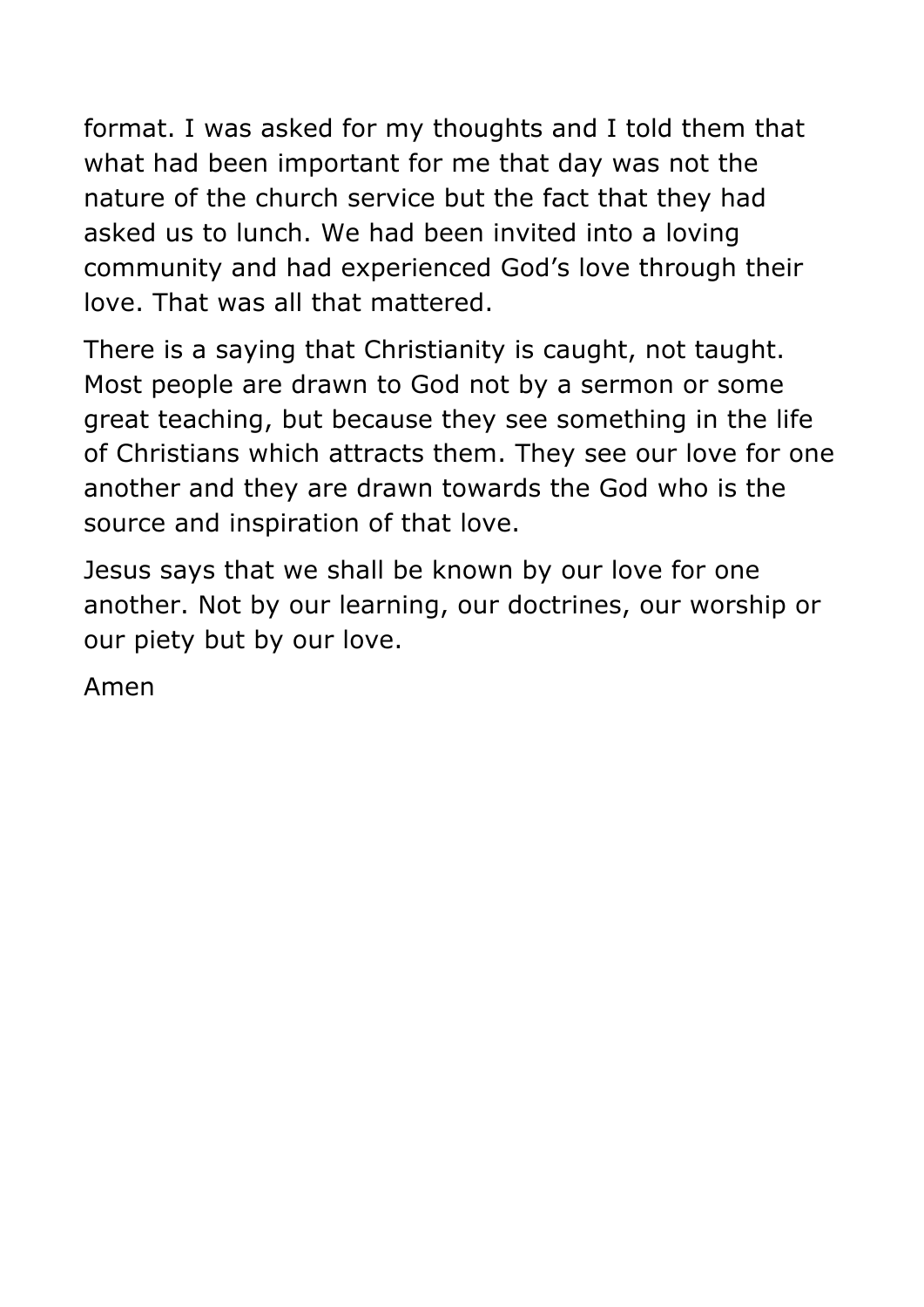format. I was asked for my thoughts and I told them that what had been important for me that day was not the nature of the church service but the fact that they had asked us to lunch. We had been invited into a loving community and had experienced God's love through their love. That was all that mattered.

There is a saying that Christianity is caught, not taught. Most people are drawn to God not by a sermon or some great teaching, but because they see something in the life of Christians which attracts them. They see our love for one another and they are drawn towards the God who is the source and inspiration of that love.

Jesus says that we shall be known by our love for one another. Not by our learning, our doctrines, our worship or our piety but by our love.

Amen